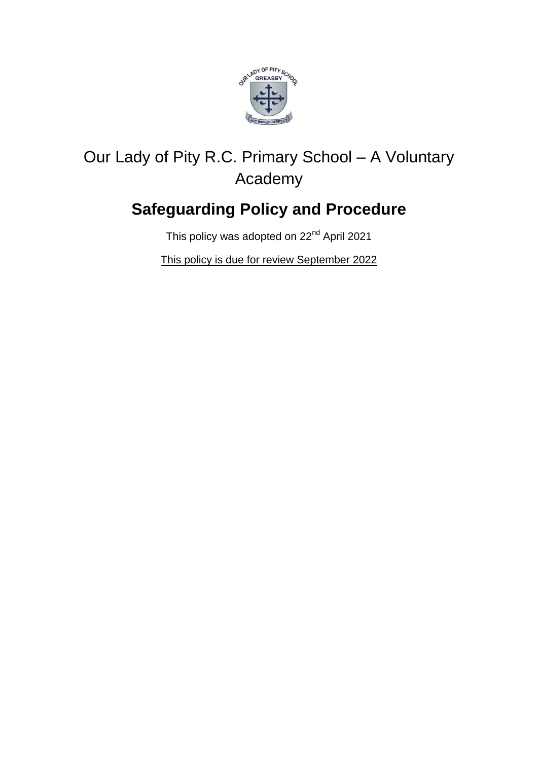Our Lady of Pity R.C. Primary School – A Voluntary Academy

# Safeguarding Policy and Procedure

This policy was adopted on 22nd April 2021

This policy is due for review September 2022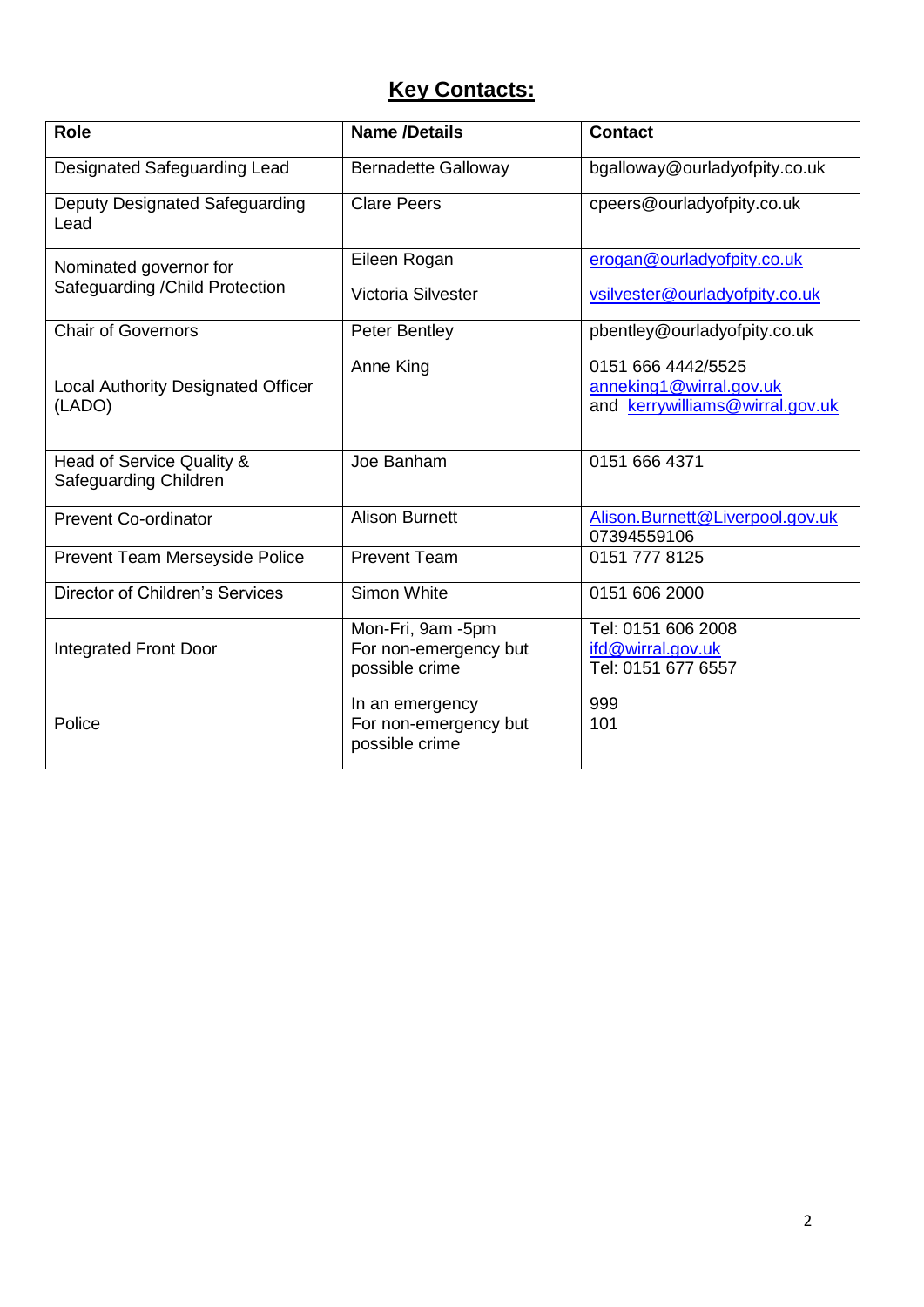# **Key Contacts:**

| Role | Name /Details | Contact |
|---|---|---|
| Designated Safeguarding Lead | Bernadette Galloway | bgalloway@ourladyofpity.co.uk |
| Deputy Designated Safeguarding Lead | Clare Peers | cpeers@ourladyofpity.co.uk |
| Nominated governor for Safeguarding /Child Protection | Eileen Rogan<br>Victoria Silvester | erogan@ourladyofpity.co.uk<br>vsilvester@ourladyofpity.co.uk |
| Chair of Governors | Peter Bentley | pbentley@ourladyofpity.co.uk |
| Local Authority Designated Officer (LADO) | Anne King | 0151 666 4442/5525<br>anneking1@wirral.gov.uk<br>and kerrywilliams@wirral.gov.uk |
| Head of Service Quality & Safeguarding Children | Joe Banham | 0151 666 4371 |
| Prevent Co-ordinator | Alison Burnett | Alison.Burnett@Liverpool.gov.uk<br>07394559106 |
| Prevent Team Merseyside Police | Prevent Team | 0151 777 8125 |
| Director of Children's Services | Simon White | 0151 606 2000 |
| Integrated Front Door | Mon-Fri, 9am -5pm<br>For non-emergency but possible crime | Tel: 0151 606 2008<br>ifd@wirral.gov.uk<br>Tel: 0151 677 6557 |
| Police | In an emergency<br>For non-emergency but possible crime | 999<br>101 |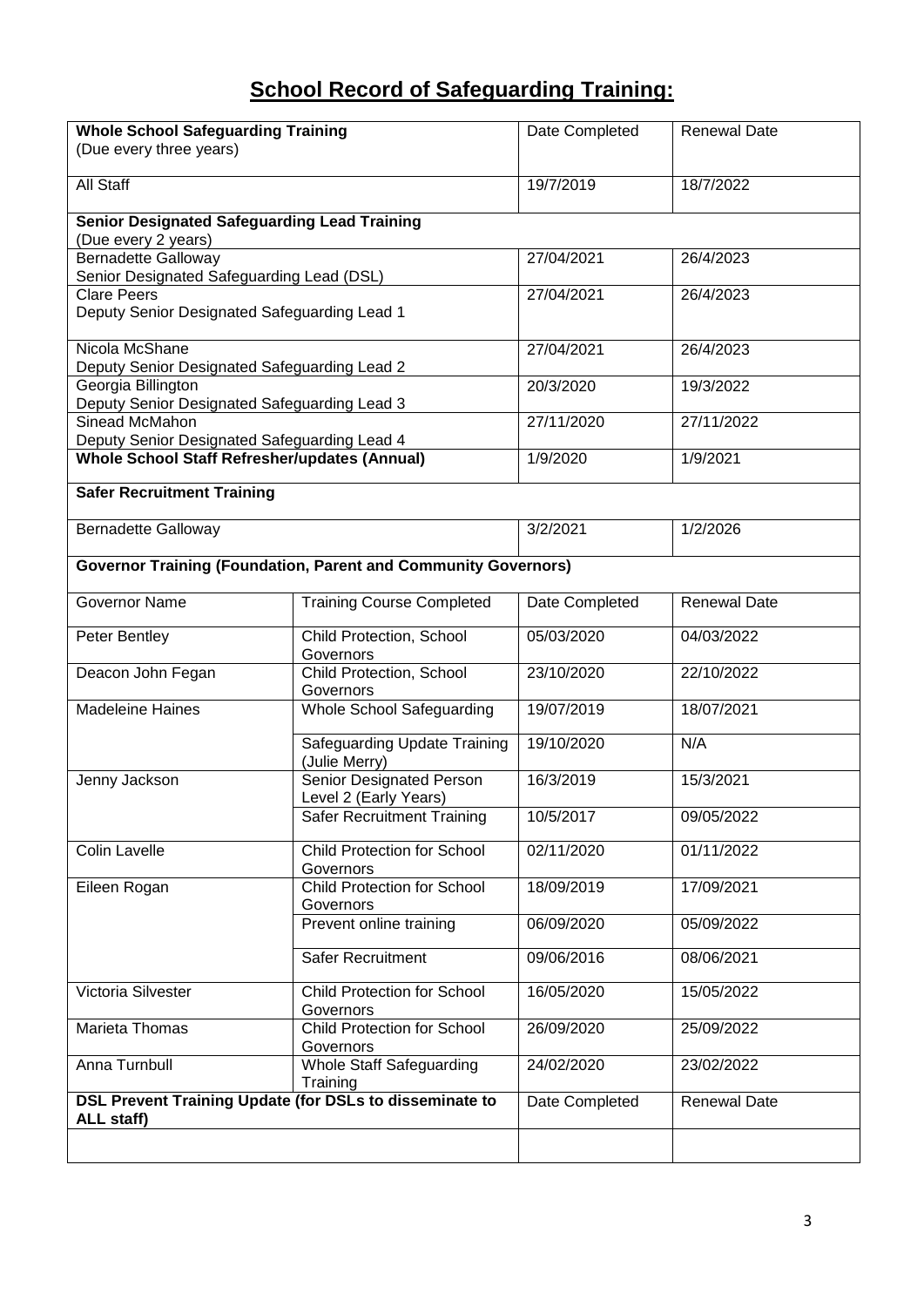# School Record of Safeguarding Training:

| Whole School Safeguarding Training (Due every three years) | | Date Completed | Renewal Date |
|---|---|---|---|
| All Staff | | 19/7/2019 | 18/7/2022 |
| **Senior Designated Safeguarding Lead Training** (Due every 2 years) | | | |
| Bernadette Galloway Senior Designated Safeguarding Lead (DSL) | | 27/04/2021 | 26/4/2023 |
| Clare Peers Deputy Senior Designated Safeguarding Lead 1 | | 27/04/2021 | 26/4/2023 |
| Nicola McShane Deputy Senior Designated Safeguarding Lead 2 | | 27/04/2021 | 26/4/2023 |
| Georgia Billington Deputy Senior Designated Safeguarding Lead 3 | | 20/3/2020 | 19/3/2022 |
| Sinead McMahon Deputy Senior Designated Safeguarding Lead 4 | | 27/11/2020 | 27/11/2022 |
| **Whole School Staff Refresher/updates (Annual)** | | 1/9/2020 | 1/9/2021 |
| **Safer Recruitment Training** | | | |
| Bernadette Galloway | | 3/2/2021 | 1/2/2026 |
| **Governor Training (Foundation, Parent and Community Governors)** | | | |
| Governor Name | Training Course Completed | Date Completed | Renewal Date |
| Peter Bentley | Child Protection, School Governors | 05/03/2020 | 04/03/2022 |
| Deacon John Fegan | Child Protection, School Governors | 23/10/2020 | 22/10/2022 |
| Madeleine Haines | Whole School Safeguarding | 19/07/2019 | 18/07/2021 |
| | Safeguarding Update Training (Julie Merry) | 19/10/2020 | N/A |
| Jenny Jackson | Senior Designated Person Level 2 (Early Years) | 16/3/2019 | 15/3/2021 |
| | Safer Recruitment Training | 10/5/2017 | 09/05/2022 |
| Colin Lavelle | Child Protection for School Governors | 02/11/2020 | 01/11/2022 |
| Eileen Rogan | Child Protection for School Governors | 18/09/2019 | 17/09/2021 |
| | Prevent online training | 06/09/2020 | 05/09/2022 |
| | Safer Recruitment | 09/06/2016 | 08/06/2021 |
| Victoria Silvester | Child Protection for School Governors | 16/05/2020 | 15/05/2022 |
| Marieta Thomas | Child Protection for School Governors | 26/09/2020 | 25/09/2022 |
| Anna Turnbull | Whole Staff Safeguarding Training | 24/02/2020 | 23/02/2022 |
| **DSL Prevent Training Update (for DSLs to disseminate to ALL staff)** | | Date Completed | Renewal Date |
| | | | |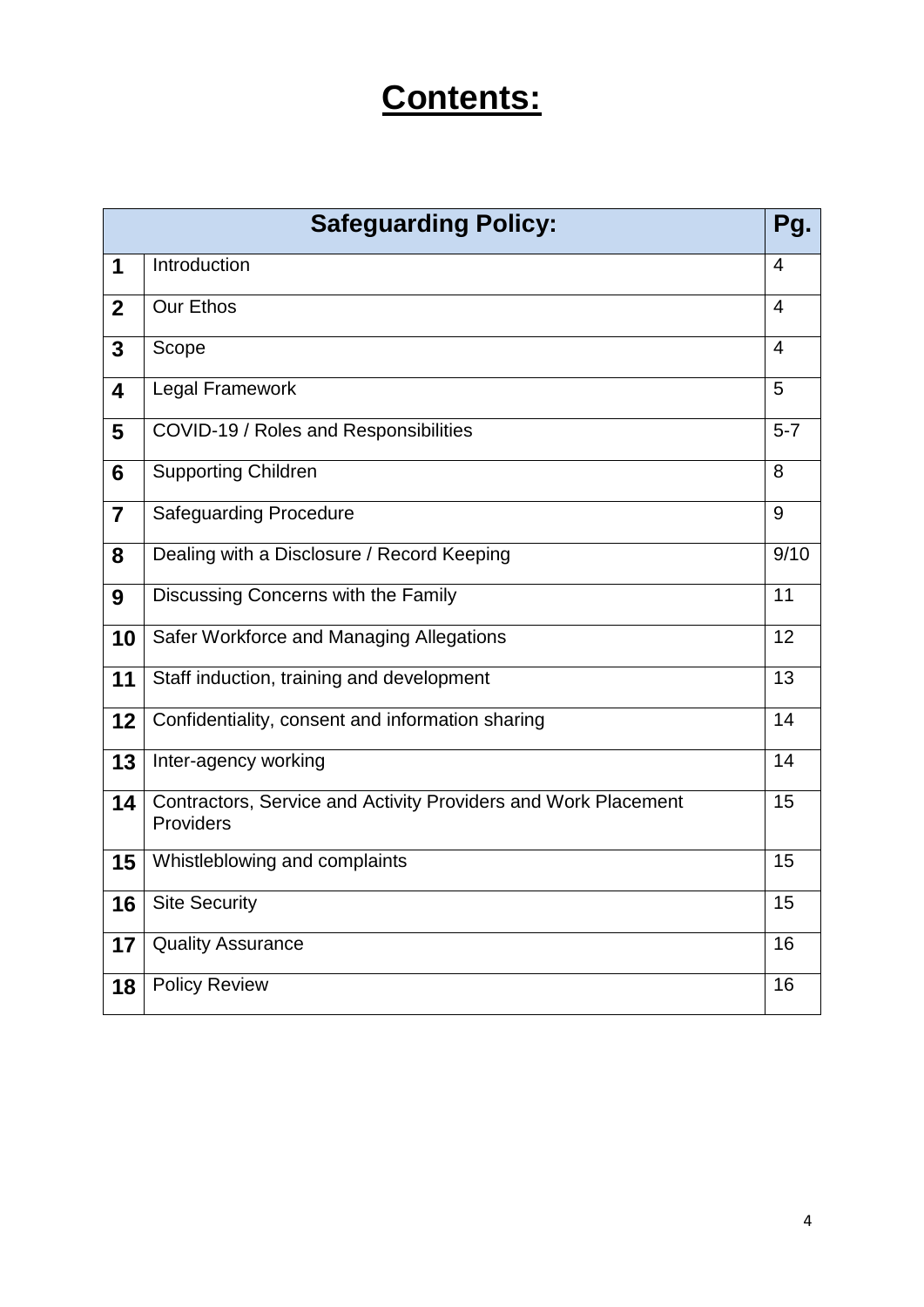# Contents:

| | Safeguarding Policy: | Pg. |
|---|---|---|
| 1 | Introduction | 4 |
| 2 | Our Ethos | 4 |
| 3 | Scope | 4 |
| 4 | Legal Framework | 5 |
| 5 | COVID-19 / Roles and Responsibilities | 5-7 |
| 6 | Supporting Children | 8 |
| 7 | Safeguarding Procedure | 9 |
| 8 | Dealing with a Disclosure / Record Keeping | 9/10 |
| 9 | Discussing Concerns with the Family | 11 |
| 10 | Safer Workforce and Managing Allegations | 12 |
| 11 | Staff induction, training and development | 13 |
| 12 | Confidentiality, consent and information sharing | 14 |
| 13 | Inter-agency working | 14 |
| 14 | Contractors, Service and Activity Providers and Work Placement Providers | 15 |
| 15 | Whistleblowing and complaints | 15 |
| 16 | Site Security | 15 |
| 17 | Quality Assurance | 16 |
| 18 | Policy Review | 16 |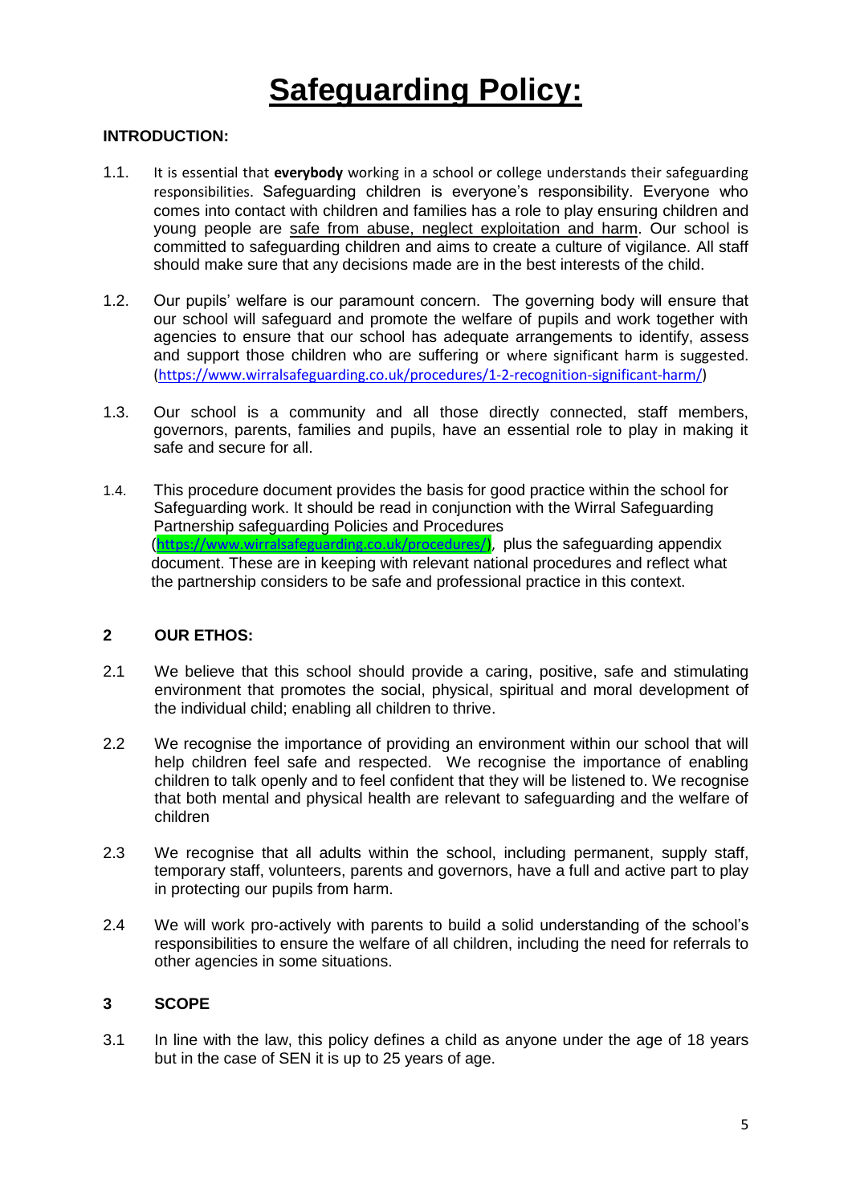# Safeguarding Policy:

**INTRODUCTION:**

1.1. It is essential that **everybody** working in a school or college understands their safeguarding responsibilities. Safeguarding children is everyone's responsibility. Everyone who comes into contact with children and families has a role to play ensuring children and young people are safe from abuse, neglect exploitation and harm. Our school is committed to safeguarding children and aims to create a culture of vigilance. All staff should make sure that any decisions made are in the best interests of the child.

1.2. Our pupils' welfare is our paramount concern. The governing body will ensure that our school will safeguard and promote the welfare of pupils and work together with agencies to ensure that our school has adequate arrangements to identify, assess and support those children who are suffering or where significant harm is suggested. (https://www.wirralsafeguarding.co.uk/procedures/1-2-recognition-significant-harm/)

1.3. Our school is a community and all those directly connected, staff members, governors, parents, families and pupils, have an essential role to play in making it safe and secure for all.

1.4. This procedure document provides the basis for good practice within the school for Safeguarding work. It should be read in conjunction with the Wirral Safeguarding Partnership safeguarding Policies and Procedures (https://www.wirralsafeguarding.co.uk/procedures/), plus the safeguarding appendix document. These are in keeping with relevant national procedures and reflect what the partnership considers to be safe and professional practice in this context.

**2 OUR ETHOS:**

2.1 We believe that this school should provide a caring, positive, safe and stimulating environment that promotes the social, physical, spiritual and moral development of the individual child; enabling all children to thrive.

2.2 We recognise the importance of providing an environment within our school that will help children feel safe and respected. We recognise the importance of enabling children to talk openly and to feel confident that they will be listened to. We recognise that both mental and physical health are relevant to safeguarding and the welfare of children

2.3 We recognise that all adults within the school, including permanent, supply staff, temporary staff, volunteers, parents and governors, have a full and active part to play in protecting our pupils from harm.

2.4 We will work pro-actively with parents to build a solid understanding of the school's responsibilities to ensure the welfare of all children, including the need for referrals to other agencies in some situations.

**3 SCOPE**

3.1 In line with the law, this policy defines a child as anyone under the age of 18 years but in the case of SEN it is up to 25 years of age.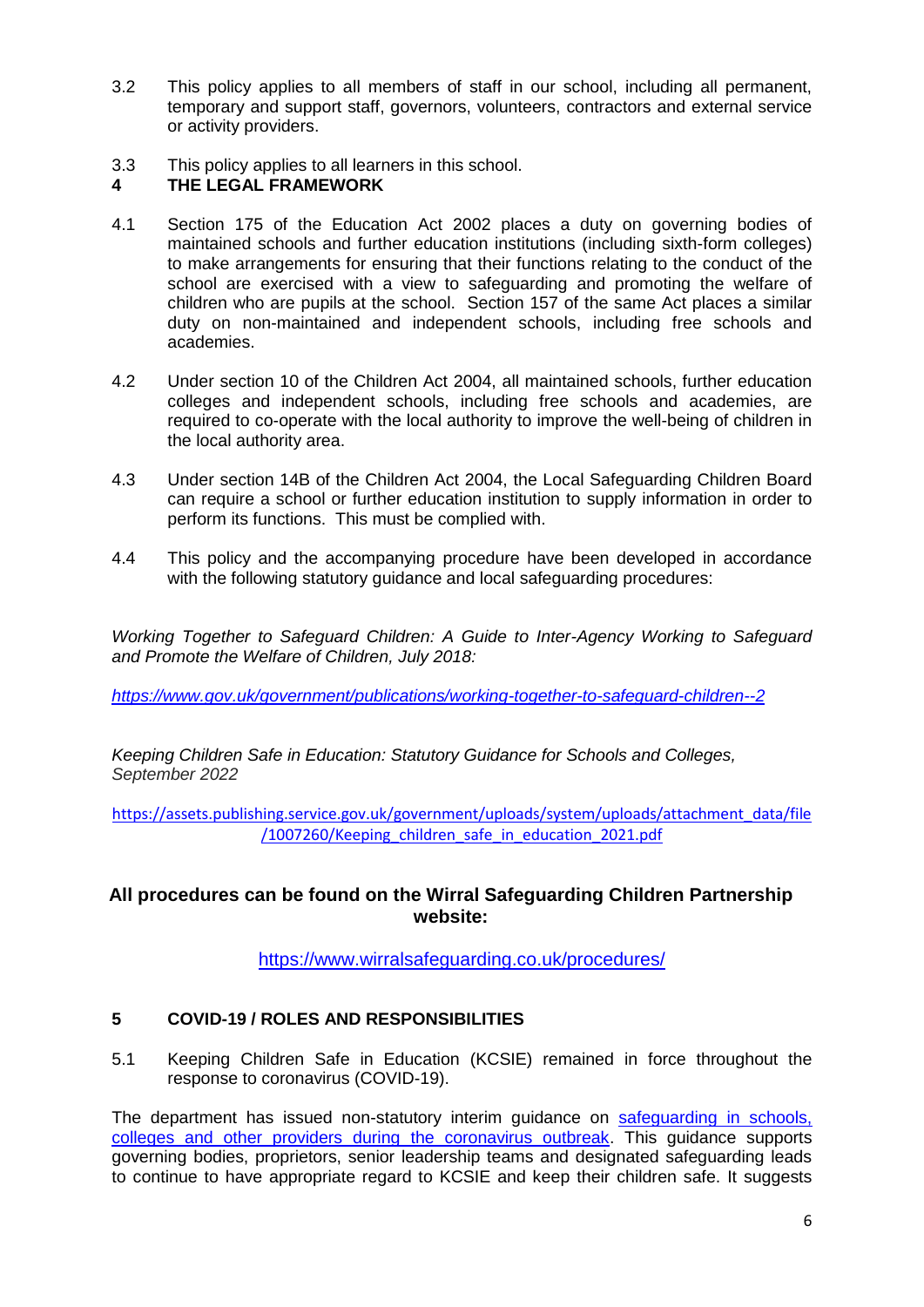3.2 This policy applies to all members of staff in our school, including all permanent, temporary and support staff, governors, volunteers, contractors and external service or activity providers.

3.3 This policy applies to all learners in this school.

## 4 THE LEGAL FRAMEWORK

4.1 Section 175 of the Education Act 2002 places a duty on governing bodies of maintained schools and further education institutions (including sixth-form colleges) to make arrangements for ensuring that their functions relating to the conduct of the school are exercised with a view to safeguarding and promoting the welfare of children who are pupils at the school. Section 157 of the same Act places a similar duty on non-maintained and independent schools, including free schools and academies.

4.2 Under section 10 of the Children Act 2004, all maintained schools, further education colleges and independent schools, including free schools and academies, are required to co-operate with the local authority to improve the well-being of children in the local authority area.

4.3 Under section 14B of the Children Act 2004, the Local Safeguarding Children Board can require a school or further education institution to supply information in order to perform its functions. This must be complied with.

4.4 This policy and the accompanying procedure have been developed in accordance with the following statutory guidance and local safeguarding procedures:

*Working Together to Safeguard Children: A Guide to Inter-Agency Working to Safeguard and Promote the Welfare of Children, July 2018:*

*https://www.gov.uk/government/publications/working-together-to-safeguard-children--2*

*Keeping Children Safe in Education: Statutory Guidance for Schools and Colleges, September 2022*

https://assets.publishing.service.gov.uk/government/uploads/system/uploads/attachment_data/file/1007260/Keeping_children_safe_in_education_2021.pdf

**All procedures can be found on the Wirral Safeguarding Children Partnership website:**

https://www.wirralsafeguarding.co.uk/procedures/

## 5 COVID-19 / ROLES AND RESPONSIBILITIES

5.1 Keeping Children Safe in Education (KCSIE) remained in force throughout the response to coronavirus (COVID-19).

The department has issued non-statutory interim guidance on safeguarding in schools, colleges and other providers during the coronavirus outbreak. This guidance supports governing bodies, proprietors, senior leadership teams and designated safeguarding leads to continue to have appropriate regard to KCSIE and keep their children safe. It suggests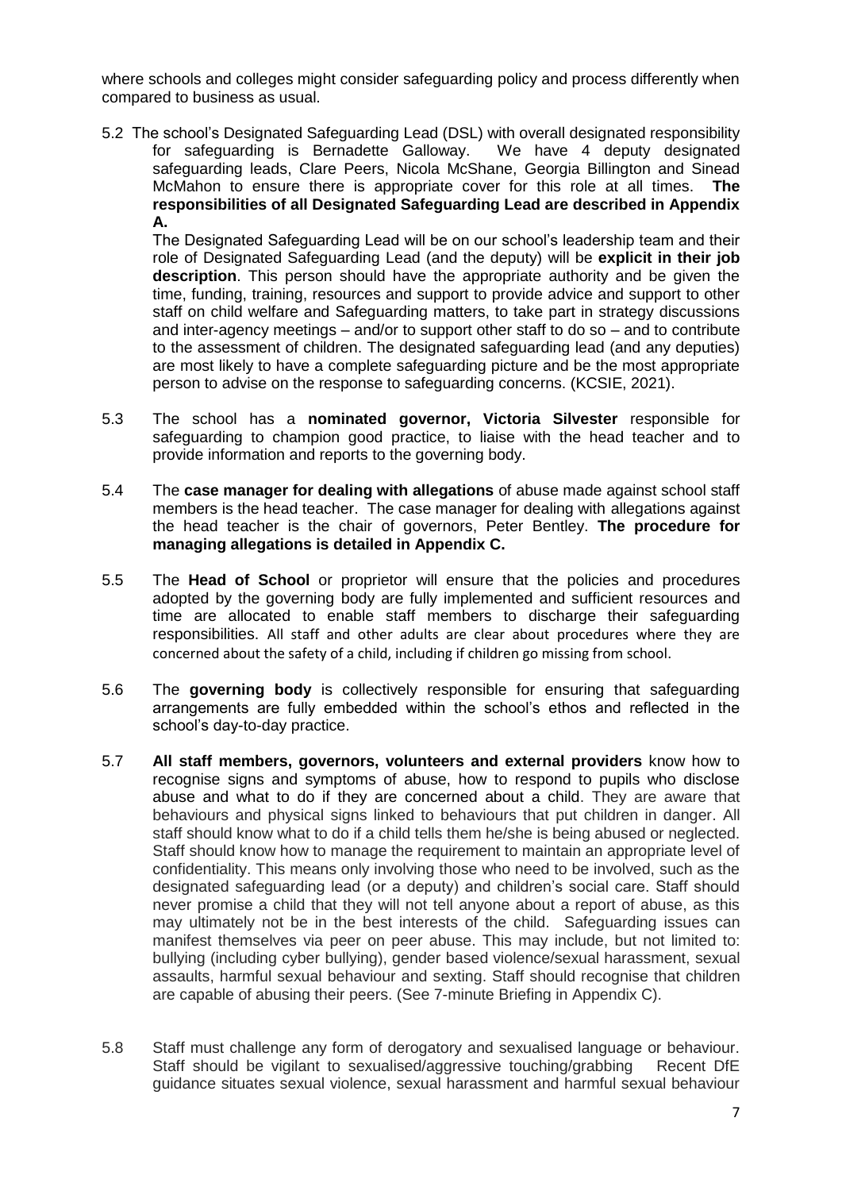where schools and colleges might consider safeguarding policy and process differently when compared to business as usual.

5.2 The school's Designated Safeguarding Lead (DSL) with overall designated responsibility for safeguarding is Bernadette Galloway. We have 4 deputy designated safeguarding leads, Clare Peers, Nicola McShane, Georgia Billington and Sinead McMahon to ensure there is appropriate cover for this role at all times. **The responsibilities of all Designated Safeguarding Lead are described in Appendix A.**

The Designated Safeguarding Lead will be on our school's leadership team and their role of Designated Safeguarding Lead (and the deputy) will be **explicit in their job description**. This person should have the appropriate authority and be given the time, funding, training, resources and support to provide advice and support to other staff on child welfare and Safeguarding matters, to take part in strategy discussions and inter-agency meetings – and/or to support other staff to do so – and to contribute to the assessment of children. The designated safeguarding lead (and any deputies) are most likely to have a complete safeguarding picture and be the most appropriate person to advise on the response to safeguarding concerns. (KCSIE, 2021).

5.3 The school has a **nominated governor, Victoria Silvester** responsible for safeguarding to champion good practice, to liaise with the head teacher and to provide information and reports to the governing body.

5.4 The **case manager for dealing with allegations** of abuse made against school staff members is the head teacher. The case manager for dealing with allegations against the head teacher is the chair of governors, Peter Bentley. **The procedure for managing allegations is detailed in Appendix C.**

5.5 The **Head of School** or proprietor will ensure that the policies and procedures adopted by the governing body are fully implemented and sufficient resources and time are allocated to enable staff members to discharge their safeguarding responsibilities. All staff and other adults are clear about procedures where they are concerned about the safety of a child, including if children go missing from school.

5.6 The **governing body** is collectively responsible for ensuring that safeguarding arrangements are fully embedded within the school's ethos and reflected in the school's day-to-day practice.

5.7 **All staff members, governors, volunteers and external providers** know how to recognise signs and symptoms of abuse, how to respond to pupils who disclose abuse and what to do if they are concerned about a child. They are aware that behaviours and physical signs linked to behaviours that put children in danger. All staff should know what to do if a child tells them he/she is being abused or neglected. Staff should know how to manage the requirement to maintain an appropriate level of confidentiality. This means only involving those who need to be involved, such as the designated safeguarding lead (or a deputy) and children's social care. Staff should never promise a child that they will not tell anyone about a report of abuse, as this may ultimately not be in the best interests of the child. Safeguarding issues can manifest themselves via peer on peer abuse. This may include, but not limited to: bullying (including cyber bullying), gender based violence/sexual harassment, sexual assaults, harmful sexual behaviour and sexting. Staff should recognise that children are capable of abusing their peers. (See 7-minute Briefing in Appendix C).

5.8 Staff must challenge any form of derogatory and sexualised language or behaviour. Staff should be vigilant to sexualised/aggressive touching/grabbing Recent DfE guidance situates sexual violence, sexual harassment and harmful sexual behaviour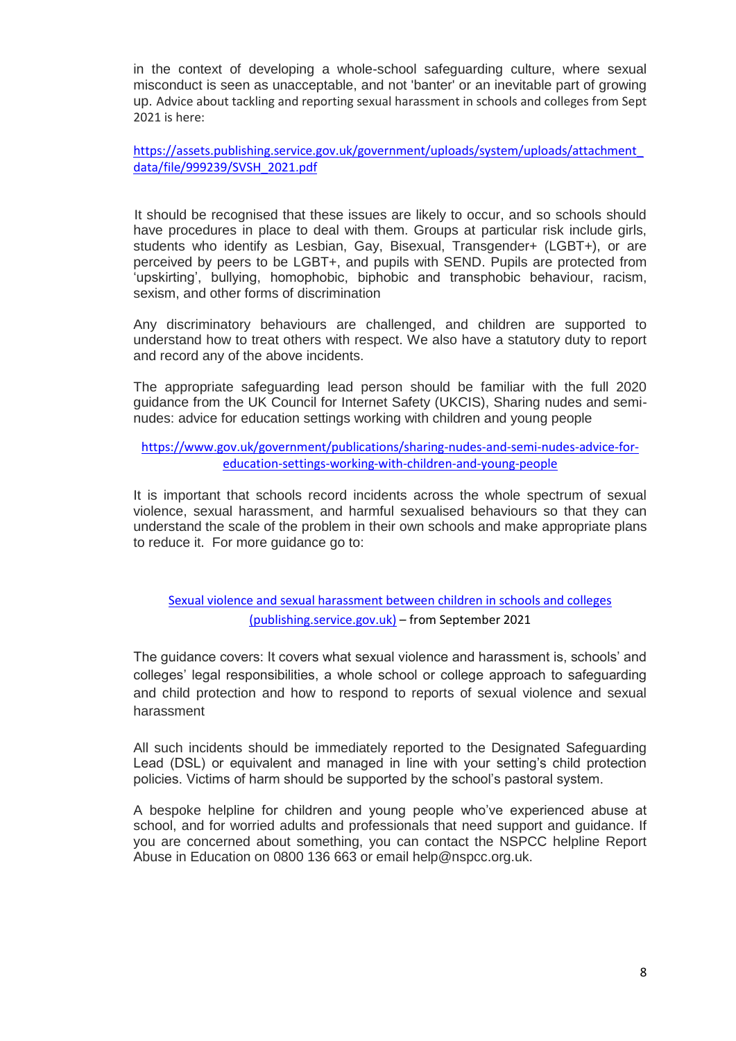in the context of developing a whole-school safeguarding culture, where sexual misconduct is seen as unacceptable, and not 'banter' or an inevitable part of growing up. Advice about tackling and reporting sexual harassment in schools and colleges from Sept 2021 is here:

https://assets.publishing.service.gov.uk/government/uploads/system/uploads/attachment_data/file/999239/SVSH_2021.pdf

It should be recognised that these issues are likely to occur, and so schools should have procedures in place to deal with them. Groups at particular risk include girls, students who identify as Lesbian, Gay, Bisexual, Transgender+ (LGBT+), or are perceived by peers to be LGBT+, and pupils with SEND. Pupils are protected from 'upskirting', bullying, homophobic, biphobic and transphobic behaviour, racism, sexism, and other forms of discrimination

Any discriminatory behaviours are challenged, and children are supported to understand how to treat others with respect. We also have a statutory duty to report and record any of the above incidents.

The appropriate safeguarding lead person should be familiar with the full 2020 guidance from the UK Council for Internet Safety (UKCIS), Sharing nudes and semi-nudes: advice for education settings working with children and young people

https://www.gov.uk/government/publications/sharing-nudes-and-semi-nudes-advice-for-education-settings-working-with-children-and-young-people

It is important that schools record incidents across the whole spectrum of sexual violence, sexual harassment, and harmful sexualised behaviours so that they can understand the scale of the problem in their own schools and make appropriate plans to reduce it. For more guidance go to:

Sexual violence and sexual harassment between children in schools and colleges (publishing.service.gov.uk) – from September 2021

The guidance covers: It covers what sexual violence and harassment is, schools' and colleges' legal responsibilities, a whole school or college approach to safeguarding and child protection and how to respond to reports of sexual violence and sexual harassment

All such incidents should be immediately reported to the Designated Safeguarding Lead (DSL) or equivalent and managed in line with your setting's child protection policies. Victims of harm should be supported by the school's pastoral system.

A bespoke helpline for children and young people who've experienced abuse at school, and for worried adults and professionals that need support and guidance. If you are concerned about something, you can contact the NSPCC helpline Report Abuse in Education on 0800 136 663 or email help@nspcc.org.uk.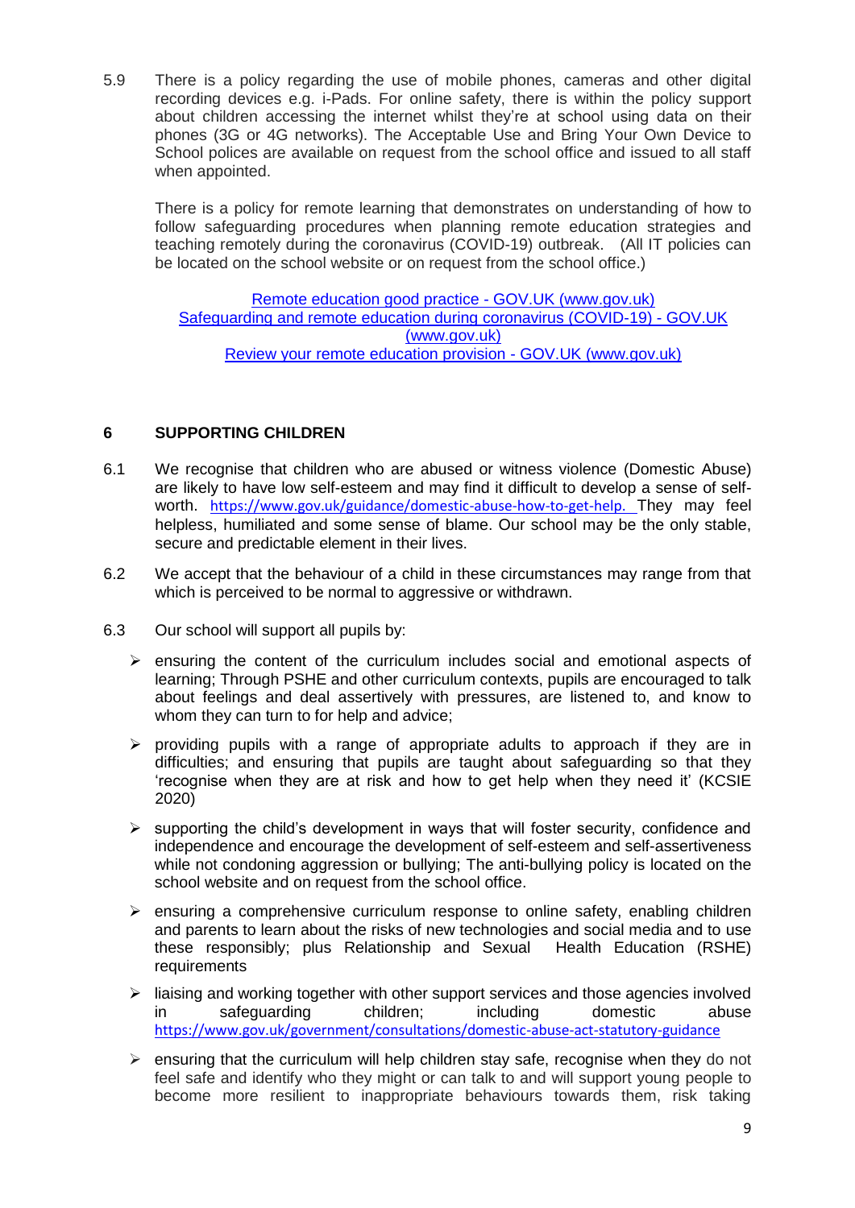5.9 There is a policy regarding the use of mobile phones, cameras and other digital recording devices e.g. i-Pads. For online safety, there is within the policy support about children accessing the internet whilst they're at school using data on their phones (3G or 4G networks). The Acceptable Use and Bring Your Own Device to School polices are available on request from the school office and issued to all staff when appointed.

There is a policy for remote learning that demonstrates on understanding of how to follow safeguarding procedures when planning remote education strategies and teaching remotely during the coronavirus (COVID-19) outbreak. (All IT policies can be located on the school website or on request from the school office.)

Remote education good practice - GOV.UK (www.gov.uk)
Safeguarding and remote education during coronavirus (COVID-19) - GOV.UK (www.gov.uk)
Review your remote education provision - GOV.UK (www.gov.uk)

## 6 SUPPORTING CHILDREN

6.1 We recognise that children who are abused or witness violence (Domestic Abuse) are likely to have low self-esteem and may find it difficult to develop a sense of self-worth. https://www.gov.uk/guidance/domestic-abuse-how-to-get-help. They may feel helpless, humiliated and some sense of blame. Our school may be the only stable, secure and predictable element in their lives.

6.2 We accept that the behaviour of a child in these circumstances may range from that which is perceived to be normal to aggressive or withdrawn.

6.3 Our school will support all pupils by:

- ensuring the content of the curriculum includes social and emotional aspects of learning; Through PSHE and other curriculum contexts, pupils are encouraged to talk about feelings and deal assertively with pressures, are listened to, and know to whom they can turn to for help and advice;
- providing pupils with a range of appropriate adults to approach if they are in difficulties; and ensuring that pupils are taught about safeguarding so that they 'recognise when they are at risk and how to get help when they need it' (KCSIE 2020)
- supporting the child's development in ways that will foster security, confidence and independence and encourage the development of self-esteem and self-assertiveness while not condoning aggression or bullying; The anti-bullying policy is located on the school website and on request from the school office.
- ensuring a comprehensive curriculum response to online safety, enabling children and parents to learn about the risks of new technologies and social media and to use these responsibly; plus Relationship and Sexual Health Education (RSHE) requirements
- liaising and working together with other support services and those agencies involved in safeguarding children; including domestic abuse https://www.gov.uk/government/consultations/domestic-abuse-act-statutory-guidance
- ensuring that the curriculum will help children stay safe, recognise when they do not feel safe and identify who they might or can talk to and will support young people to become more resilient to inappropriate behaviours towards them, risk taking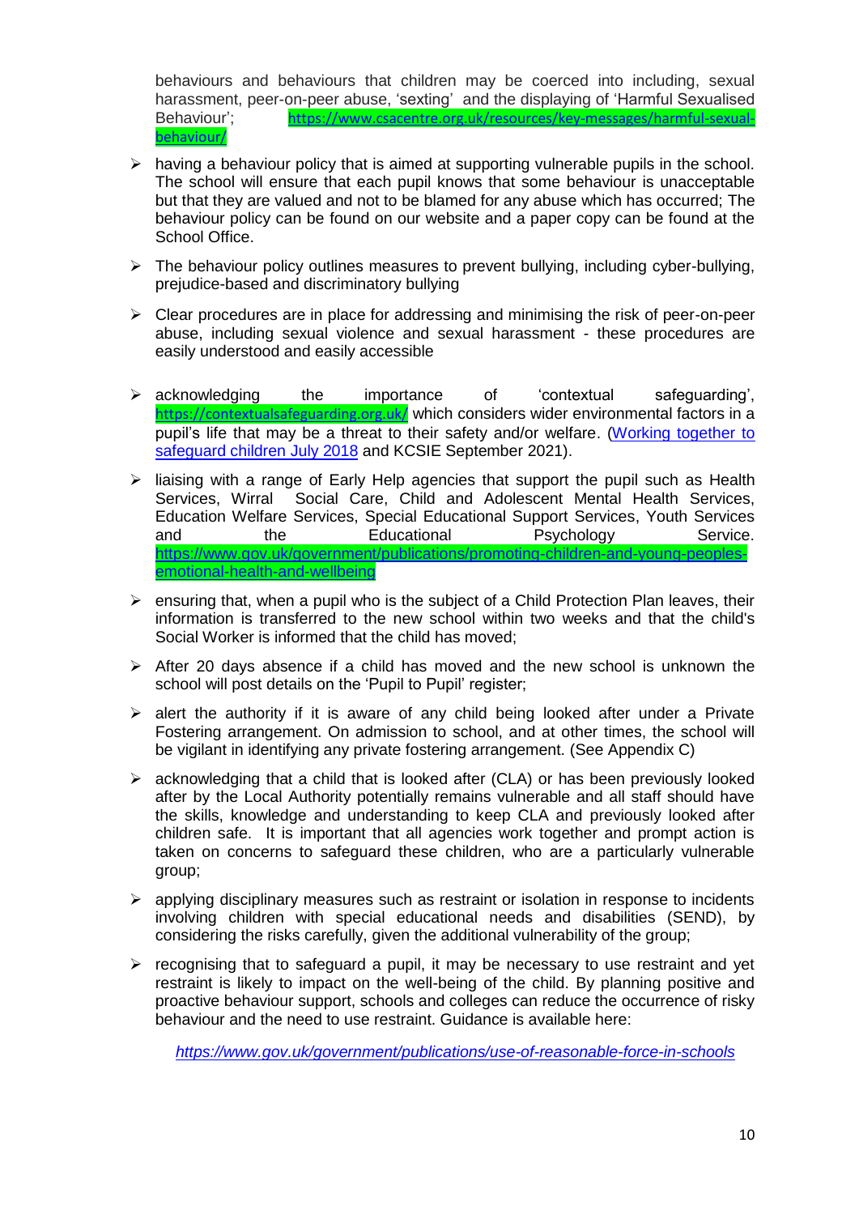behaviours and behaviours that children may be coerced into including, sexual harassment, peer-on-peer abuse, 'sexting' and the displaying of 'Harmful Sexualised Behaviour'; https://www.csacentre.org.uk/resources/key-messages/harmful-sexual-behaviour/

- having a behaviour policy that is aimed at supporting vulnerable pupils in the school. The school will ensure that each pupil knows that some behaviour is unacceptable but that they are valued and not to be blamed for any abuse which has occurred; The behaviour policy can be found on our website and a paper copy can be found at the School Office.

- The behaviour policy outlines measures to prevent bullying, including cyber-bullying, prejudice-based and discriminatory bullying

- Clear procedures are in place for addressing and minimising the risk of peer-on-peer abuse, including sexual violence and sexual harassment - these procedures are easily understood and easily accessible

- acknowledging the importance of 'contextual safeguarding', https://contextualsafeguarding.org.uk/ which considers wider environmental factors in a pupil's life that may be a threat to their safety and/or welfare. (Working together to safeguard children July 2018 and KCSIE September 2021).

- liaising with a range of Early Help agencies that support the pupil such as Health Services, Wirral Social Care, Child and Adolescent Mental Health Services, Education Welfare Services, Special Educational Support Services, Youth Services and the Educational Psychology Service. https://www.gov.uk/government/publications/promoting-children-and-young-peoples-emotional-health-and-wellbeing

- ensuring that, when a pupil who is the subject of a Child Protection Plan leaves, their information is transferred to the new school within two weeks and that the child's Social Worker is informed that the child has moved;

- After 20 days absence if a child has moved and the new school is unknown the school will post details on the 'Pupil to Pupil' register;

- alert the authority if it is aware of any child being looked after under a Private Fostering arrangement. On admission to school, and at other times, the school will be vigilant in identifying any private fostering arrangement. (See Appendix C)

- acknowledging that a child that is looked after (CLA) or has been previously looked after by the Local Authority potentially remains vulnerable and all staff should have the skills, knowledge and understanding to keep CLA and previously looked after children safe. It is important that all agencies work together and prompt action is taken on concerns to safeguard these children, who are a particularly vulnerable group;

- applying disciplinary measures such as restraint or isolation in response to incidents involving children with special educational needs and disabilities (SEND), by considering the risks carefully, given the additional vulnerability of the group;

- recognising that to safeguard a pupil, it may be necessary to use restraint and yet restraint is likely to impact on the well-being of the child. By planning positive and proactive behaviour support, schools and colleges can reduce the occurrence of risky behaviour and the need to use restraint. Guidance is available here:

  *https://www.gov.uk/government/publications/use-of-reasonable-force-in-schools*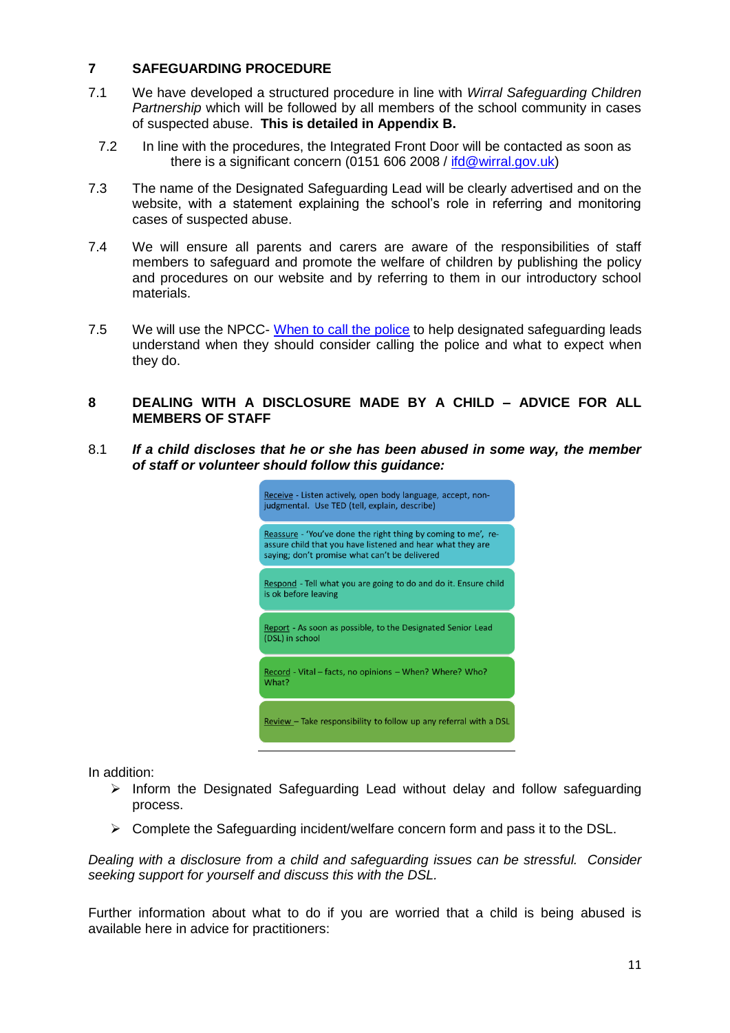## 7 SAFEGUARDING PROCEDURE

7.1 We have developed a structured procedure in line with *Wirral Safeguarding Children Partnership* which will be followed by all members of the school community in cases of suspected abuse. **This is detailed in Appendix B.**

7.2 In line with the procedures, the Integrated Front Door will be contacted as soon as there is a significant concern (0151 606 2008 / ifd@wirral.gov.uk)

7.3 The name of the Designated Safeguarding Lead will be clearly advertised and on the website, with a statement explaining the school's role in referring and monitoring cases of suspected abuse.

7.4 We will ensure all parents and carers are aware of the responsibilities of staff members to safeguard and promote the welfare of children by publishing the policy and procedures on our website and by referring to them in our introductory school materials.

7.5 We will use the NPCC- When to call the police to help designated safeguarding leads understand when they should consider calling the police and what to expect when they do.

## 8 DEALING WITH A DISCLOSURE MADE BY A CHILD – ADVICE FOR ALL MEMBERS OF STAFF

8.1 ***If a child discloses that he or she has been abused in some way, the member of staff or volunteer should follow this guidance:***

- Receive - Listen actively, open body language, accept, non-judgmental. Use TED (tell, explain, describe)
- Reassure - 'You've done the right thing by coming to me', re-assure child that you have listened and hear what they are saying; don't promise what can't be delivered
- Respond - Tell what you are going to do and do it. Ensure child is ok before leaving
- Report - As soon as possible, to the Designated Senior Lead (DSL) in school
- Record - Vital – facts, no opinions – When? Where? Who? What?
- Review – Take responsibility to follow up any referral with a DSL

In addition:

- Inform the Designated Safeguarding Lead without delay and follow safeguarding process.
- Complete the Safeguarding incident/welfare concern form and pass it to the DSL.

*Dealing with a disclosure from a child and safeguarding issues can be stressful. Consider seeking support for yourself and discuss this with the DSL.*

Further information about what to do if you are worried that a child is being abused is available here in advice for practitioners: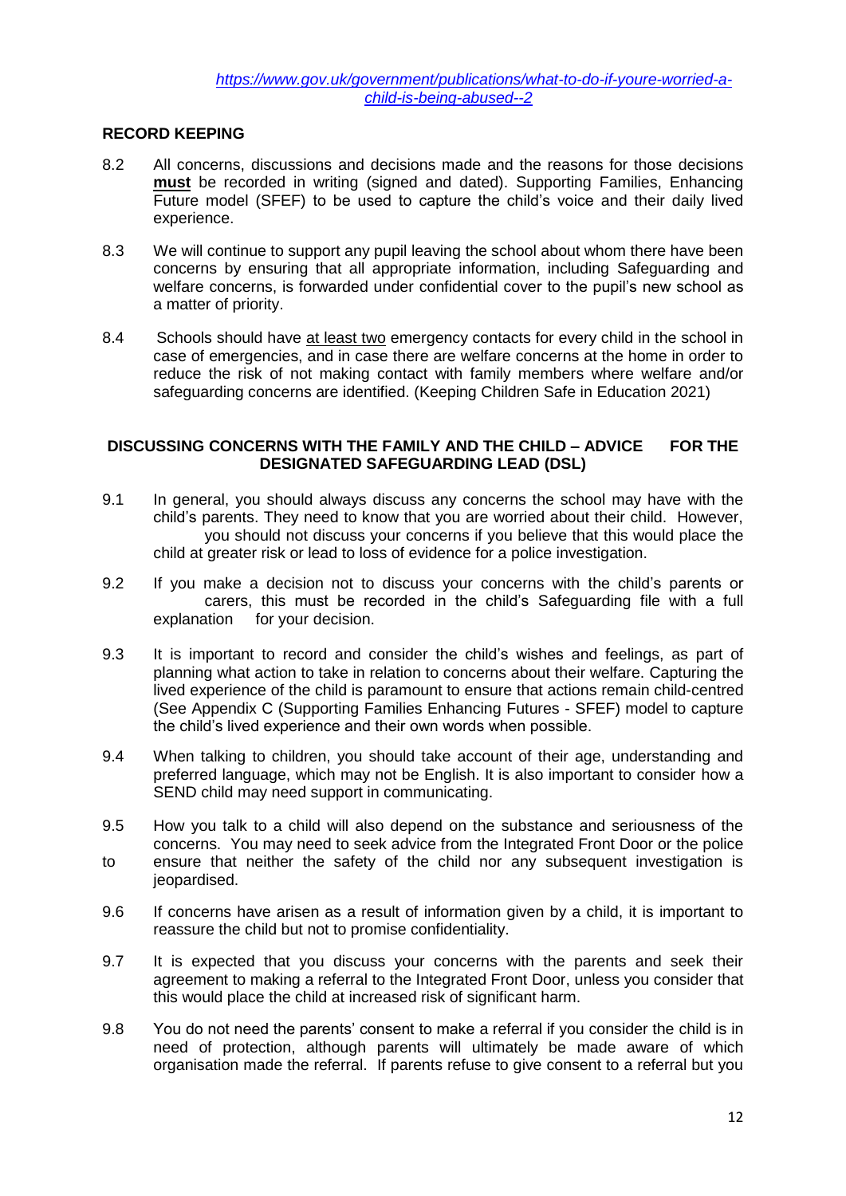*https://www.gov.uk/government/publications/what-to-do-if-youre-worried-a-child-is-being-abused--2*

## RECORD KEEPING

8.2 All concerns, discussions and decisions made and the reasons for those decisions **must** be recorded in writing (signed and dated). Supporting Families, Enhancing Future model (SFEF) to be used to capture the child's voice and their daily lived experience.

8.3 We will continue to support any pupil leaving the school about whom there have been concerns by ensuring that all appropriate information, including Safeguarding and welfare concerns, is forwarded under confidential cover to the pupil's new school as a matter of priority.

8.4 Schools should have at least two emergency contacts for every child in the school in case of emergencies, and in case there are welfare concerns at the home in order to reduce the risk of not making contact with family members where welfare and/or safeguarding concerns are identified. (Keeping Children Safe in Education 2021)

## DISCUSSING CONCERNS WITH THE FAMILY AND THE CHILD – ADVICE FOR THE DESIGNATED SAFEGUARDING LEAD (DSL)

9.1 In general, you should always discuss any concerns the school may have with the child's parents. They need to know that you are worried about their child. However, you should not discuss your concerns if you believe that this would place the child at greater risk or lead to loss of evidence for a police investigation.

9.2 If you make a decision not to discuss your concerns with the child's parents or carers, this must be recorded in the child's Safeguarding file with a full explanation for your decision.

9.3 It is important to record and consider the child's wishes and feelings, as part of planning what action to take in relation to concerns about their welfare. Capturing the lived experience of the child is paramount to ensure that actions remain child-centred (See Appendix C (Supporting Families Enhancing Futures - SFEF) model to capture the child's lived experience and their own words when possible.

9.4 When talking to children, you should take account of their age, understanding and preferred language, which may not be English. It is also important to consider how a SEND child may need support in communicating.

9.5 How you talk to a child will also depend on the substance and seriousness of the concerns. You may need to seek advice from the Integrated Front Door or the police to ensure that neither the safety of the child nor any subsequent investigation is jeopardised.

9.6 If concerns have arisen as a result of information given by a child, it is important to reassure the child but not to promise confidentiality.

9.7 It is expected that you discuss your concerns with the parents and seek their agreement to making a referral to the Integrated Front Door, unless you consider that this would place the child at increased risk of significant harm.

9.8 You do not need the parents' consent to make a referral if you consider the child is in need of protection, although parents will ultimately be made aware of which organisation made the referral. If parents refuse to give consent to a referral but you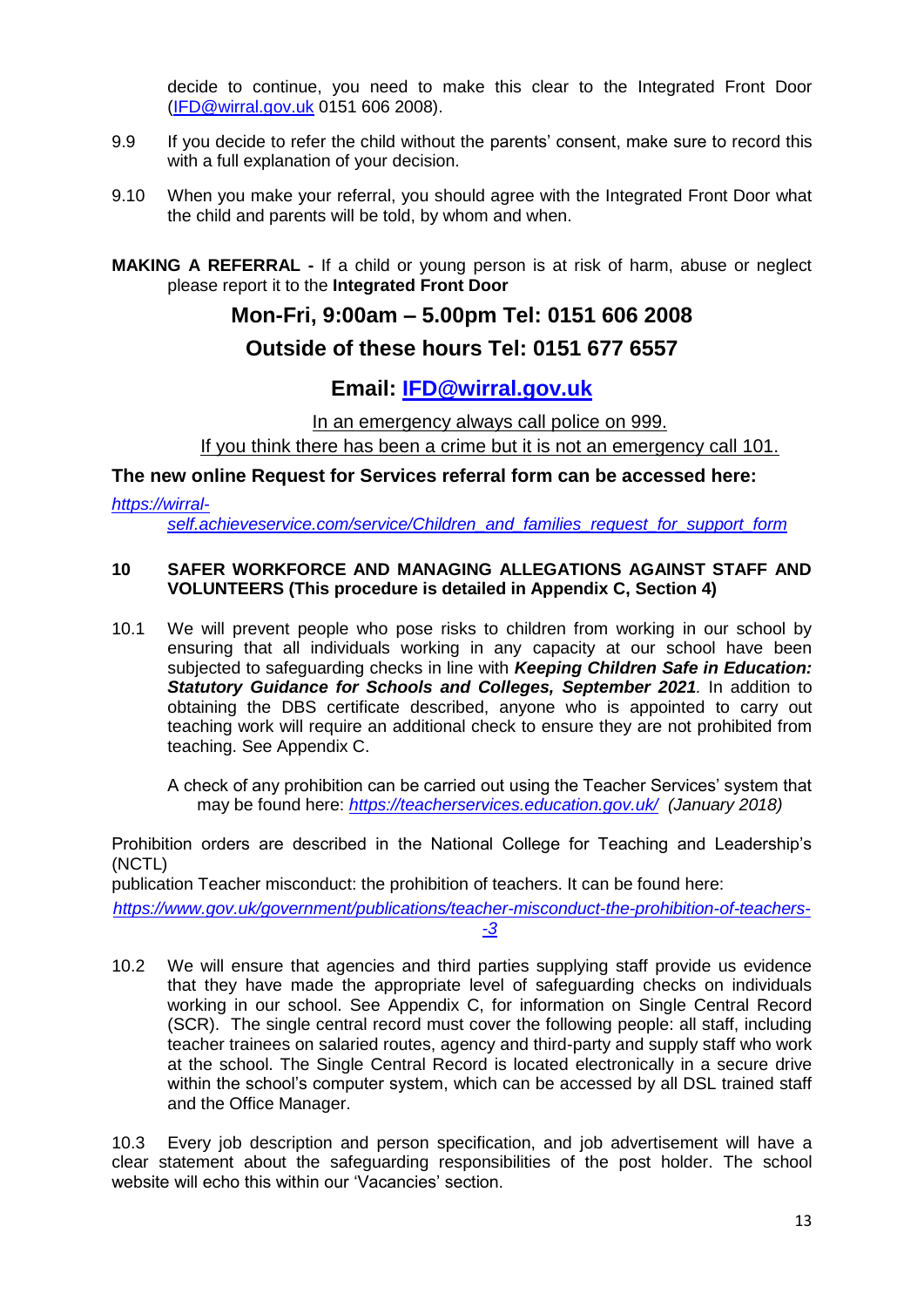decide to continue, you need to make this clear to the Integrated Front Door ([IFD@wirral.gov.uk](mailto:IFD@wirral.gov.uk) 0151 606 2008).

9.9 If you decide to refer the child without the parents' consent, make sure to record this with a full explanation of your decision.

9.10 When you make your referral, you should agree with the Integrated Front Door what the child and parents will be told, by whom and when.

**MAKING A REFERRAL -** If a child or young person is at risk of harm, abuse or neglect please report it to the **Integrated Front Door**

**Mon-Fri, 9:00am – 5.00pm Tel: 0151 606 2008**

**Outside of these hours Tel: 0151 677 6557**

**Email: [IFD@wirral.gov.uk](mailto:IFD@wirral.gov.uk)**

In an emergency always call police on 999.

If you think there has been a crime but it is not an emergency call 101.

**The new online Request for Services referral form can be accessed here:**

*https://wirral-self.achieveservice.com/service/Children_and_families_request_for_support_form*

## 10 SAFER WORKFORCE AND MANAGING ALLEGATIONS AGAINST STAFF AND VOLUNTEERS (This procedure is detailed in Appendix C, Section 4)

10.1 We will prevent people who pose risks to children from working in our school by ensuring that all individuals working in any capacity at our school have been subjected to safeguarding checks in line with ***Keeping Children Safe in Education: Statutory Guidance for Schools and Colleges, September 2021**.* In addition to obtaining the DBS certificate described, anyone who is appointed to carry out teaching work will require an additional check to ensure they are not prohibited from teaching. See Appendix C.

A check of any prohibition can be carried out using the Teacher Services' system that may be found here: *https://teacherservices.education.gov.uk/* *(January 2018)*

Prohibition orders are described in the National College for Teaching and Leadership's (NCTL)
publication Teacher misconduct: the prohibition of teachers. It can be found here:
*https://www.gov.uk/government/publications/teacher-misconduct-the-prohibition-of-teachers--3*

10.2 We will ensure that agencies and third parties supplying staff provide us evidence that they have made the appropriate level of safeguarding checks on individuals working in our school. See Appendix C, for information on Single Central Record (SCR). The single central record must cover the following people: all staff, including teacher trainees on salaried routes, agency and third-party and supply staff who work at the school. The Single Central Record is located electronically in a secure drive within the school's computer system, which can be accessed by all DSL trained staff and the Office Manager.

10.3 Every job description and person specification, and job advertisement will have a clear statement about the safeguarding responsibilities of the post holder. The school website will echo this within our 'Vacancies' section.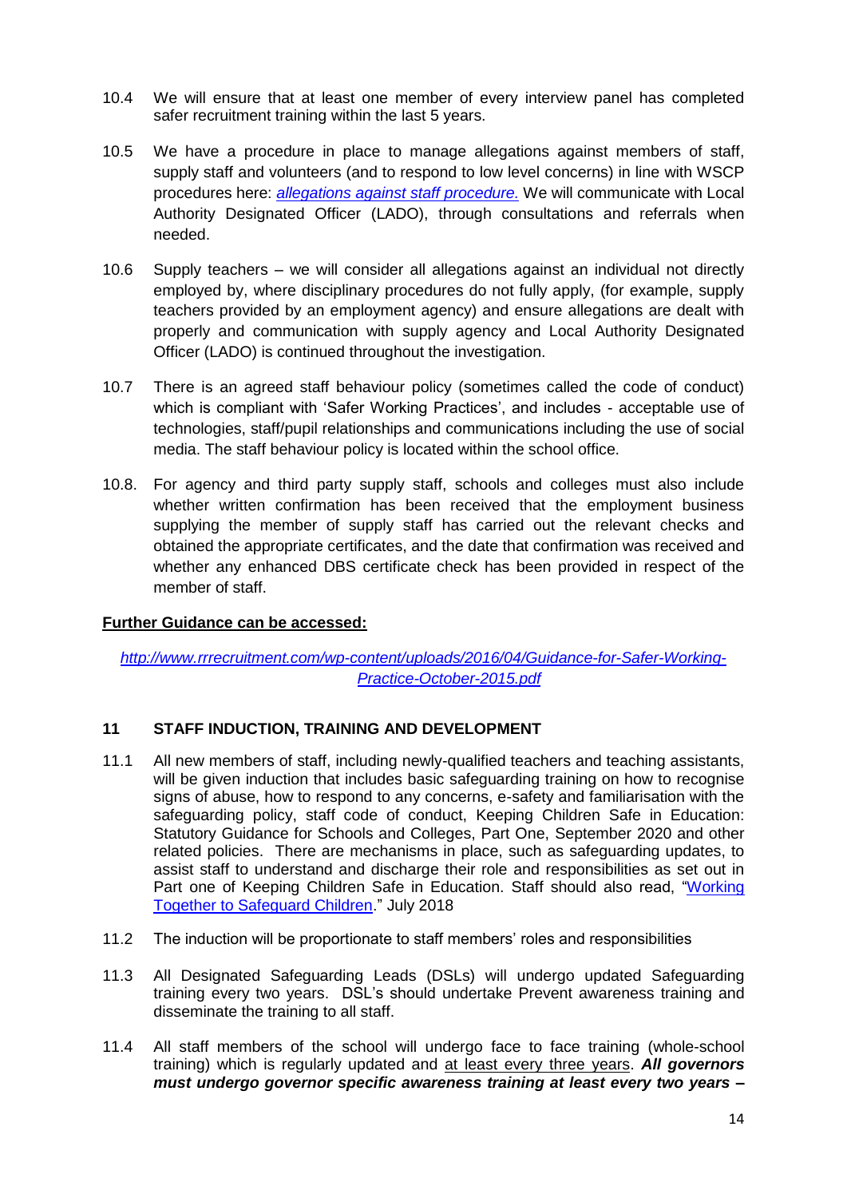10.4 We will ensure that at least one member of every interview panel has completed safer recruitment training within the last 5 years.

10.5 We have a procedure in place to manage allegations against members of staff, supply staff and volunteers (and to respond to low level concerns) in line with WSCP procedures here: [*allegations against staff procedure.*]() We will communicate with Local Authority Designated Officer (LADO), through consultations and referrals when needed.

10.6 Supply teachers – we will consider all allegations against an individual not directly employed by, where disciplinary procedures do not fully apply, (for example, supply teachers provided by an employment agency) and ensure allegations are dealt with properly and communication with supply agency and Local Authority Designated Officer (LADO) is continued throughout the investigation.

10.7 There is an agreed staff behaviour policy (sometimes called the code of conduct) which is compliant with 'Safer Working Practices', and includes - acceptable use of technologies, staff/pupil relationships and communications including the use of social media. The staff behaviour policy is located within the school office.

10.8. For agency and third party supply staff, schools and colleges must also include whether written confirmation has been received that the employment business supplying the member of supply staff has carried out the relevant checks and obtained the appropriate certificates, and the date that confirmation was received and whether any enhanced DBS certificate check has been provided in respect of the member of staff.

**Further Guidance can be accessed:**

*[http://www.rrrecruitment.com/wp-content/uploads/2016/04/Guidance-for-Safer-Working-Practice-October-2015.pdf](http://www.rrrecruitment.com/wp-content/uploads/2016/04/Guidance-for-Safer-Working-Practice-October-2015.pdf)*

## 11 STAFF INDUCTION, TRAINING AND DEVELOPMENT

11.1 All new members of staff, including newly-qualified teachers and teaching assistants, will be given induction that includes basic safeguarding training on how to recognise signs of abuse, how to respond to any concerns, e-safety and familiarisation with the safeguarding policy, staff code of conduct, Keeping Children Safe in Education: Statutory Guidance for Schools and Colleges, Part One, September 2020 and other related policies. There are mechanisms in place, such as safeguarding updates, to assist staff to understand and discharge their role and responsibilities as set out in Part one of Keeping Children Safe in Education. Staff should also read, "[Working Together to Safeguard Children]()." July 2018

11.2 The induction will be proportionate to staff members' roles and responsibilities

11.3 All Designated Safeguarding Leads (DSLs) will undergo updated Safeguarding training every two years. DSL's should undertake Prevent awareness training and disseminate the training to all staff.

11.4 All staff members of the school will undergo face to face training (whole-school training) which is regularly updated and <u>at least every three years</u>. ***All governors must undergo governor specific awareness training at least every two years –***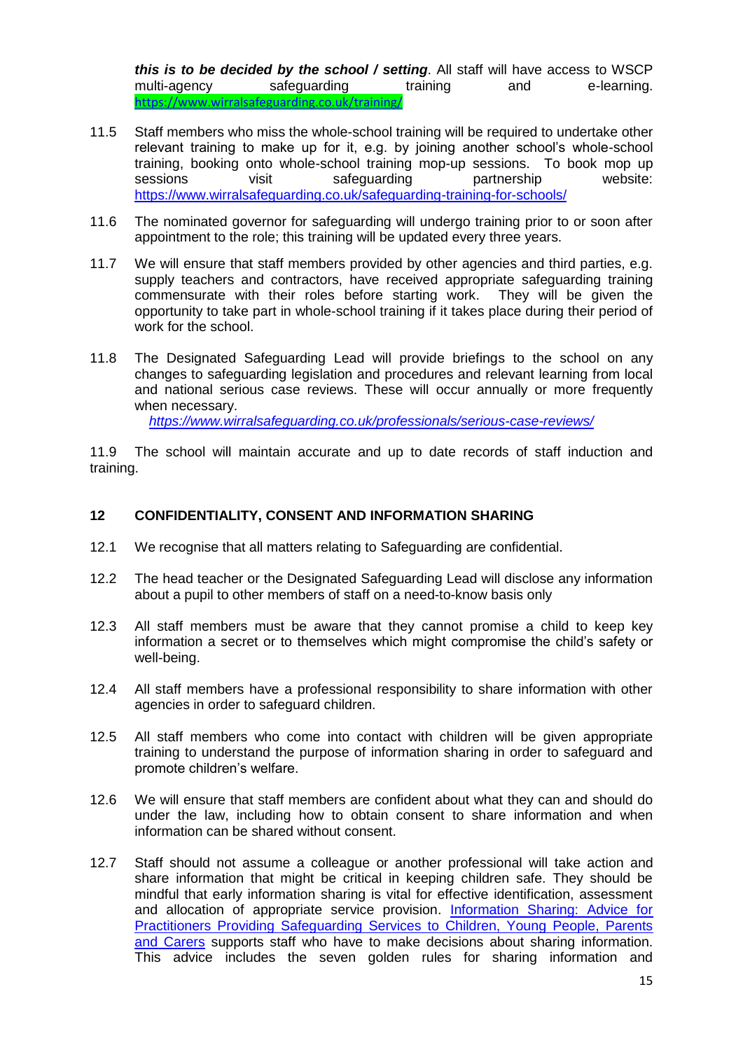***this is to be decided by the school / setting***. All staff will have access to WSCP multi-agency safeguarding training and e-learning. https://www.wirralsafeguarding.co.uk/training/

11.5 Staff members who miss the whole-school training will be required to undertake other relevant training to make up for it, e.g. by joining another school's whole-school training, booking onto whole-school training mop-up sessions. To book mop up sessions visit safeguarding partnership website: https://www.wirralsafeguarding.co.uk/safeguarding-training-for-schools/

11.6 The nominated governor for safeguarding will undergo training prior to or soon after appointment to the role; this training will be updated every three years.

11.7 We will ensure that staff members provided by other agencies and third parties, e.g. supply teachers and contractors, have received appropriate safeguarding training commensurate with their roles before starting work. They will be given the opportunity to take part in whole-school training if it takes place during their period of work for the school.

11.8 The Designated Safeguarding Lead will provide briefings to the school on any changes to safeguarding legislation and procedures and relevant learning from local and national serious case reviews. These will occur annually or more frequently when necessary.
*https://www.wirralsafeguarding.co.uk/professionals/serious-case-reviews/*

11.9 The school will maintain accurate and up to date records of staff induction and training.

## 12 CONFIDENTIALITY, CONSENT AND INFORMATION SHARING

12.1 We recognise that all matters relating to Safeguarding are confidential.

12.2 The head teacher or the Designated Safeguarding Lead will disclose any information about a pupil to other members of staff on a need-to-know basis only

12.3 All staff members must be aware that they cannot promise a child to keep key information a secret or to themselves which might compromise the child's safety or well-being.

12.4 All staff members have a professional responsibility to share information with other agencies in order to safeguard children.

12.5 All staff members who come into contact with children will be given appropriate training to understand the purpose of information sharing in order to safeguard and promote children's welfare.

12.6 We will ensure that staff members are confident about what they can and should do under the law, including how to obtain consent to share information and when information can be shared without consent.

12.7 Staff should not assume a colleague or another professional will take action and share information that might be critical in keeping children safe. They should be mindful that early information sharing is vital for effective identification, assessment and allocation of appropriate service provision. Information Sharing: Advice for Practitioners Providing Safeguarding Services to Children, Young People, Parents and Carers supports staff who have to make decisions about sharing information. This advice includes the seven golden rules for sharing information and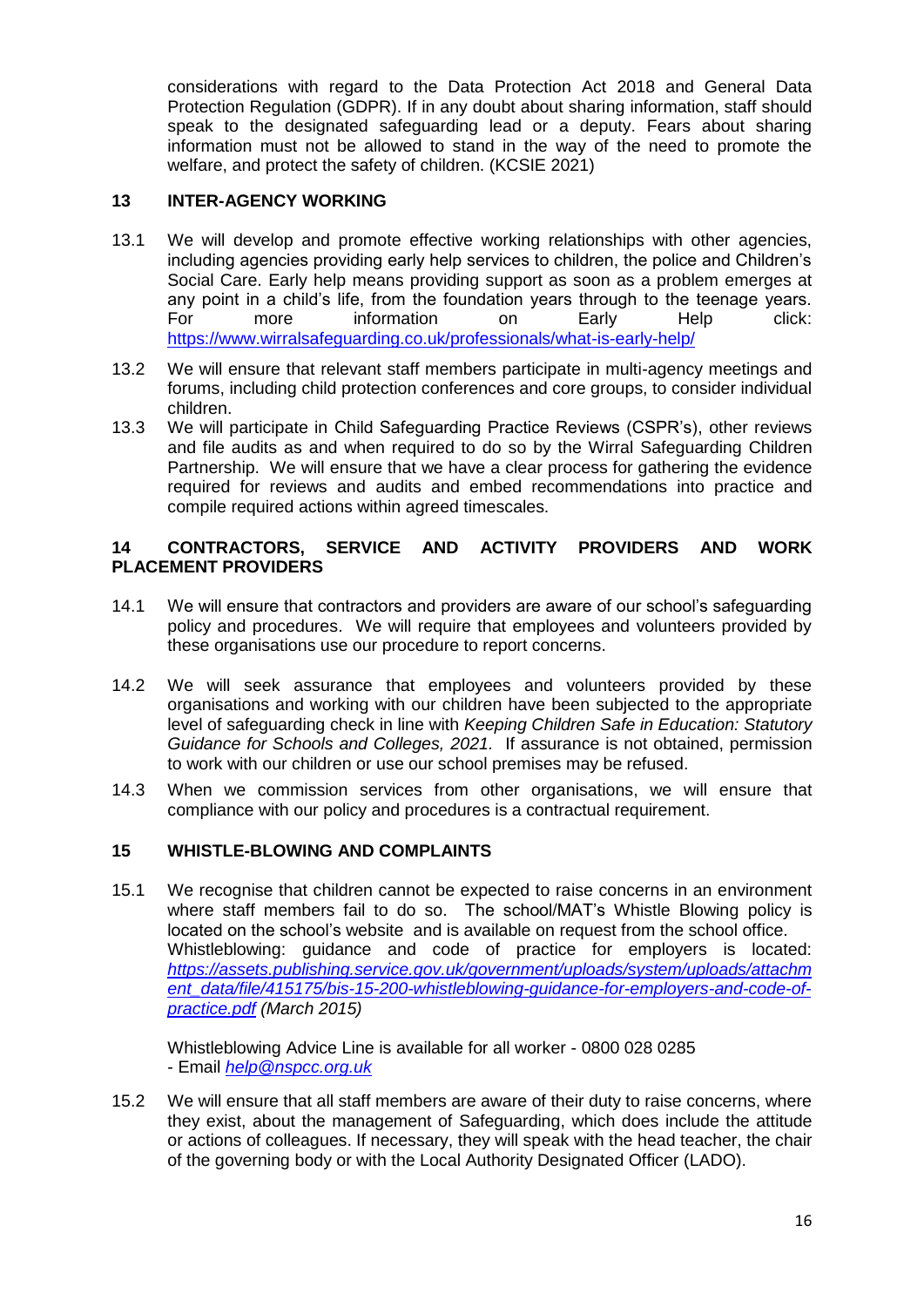considerations with regard to the Data Protection Act 2018 and General Data Protection Regulation (GDPR). If in any doubt about sharing information, staff should speak to the designated safeguarding lead or a deputy. Fears about sharing information must not be allowed to stand in the way of the need to promote the welfare, and protect the safety of children. (KCSIE 2021)

## 13 INTER-AGENCY WORKING

13.1 We will develop and promote effective working relationships with other agencies, including agencies providing early help services to children, the police and Children's Social Care. Early help means providing support as soon as a problem emerges at any point in a child's life, from the foundation years through to the teenage years. For more information on Early Help click: [https://www.wirralsafeguarding.co.uk/professionals/what-is-early-help/](https://www.wirralsafeguarding.co.uk/professionals/what-is-early-help/)

13.2 We will ensure that relevant staff members participate in multi-agency meetings and forums, including child protection conferences and core groups, to consider individual children.

13.3 We will participate in Child Safeguarding Practice Reviews (CSPR's), other reviews and file audits as and when required to do so by the Wirral Safeguarding Children Partnership. We will ensure that we have a clear process for gathering the evidence required for reviews and audits and embed recommendations into practice and compile required actions within agreed timescales.

## 14 CONTRACTORS, SERVICE AND ACTIVITY PROVIDERS AND WORK PLACEMENT PROVIDERS

14.1 We will ensure that contractors and providers are aware of our school's safeguarding policy and procedures. We will require that employees and volunteers provided by these organisations use our procedure to report concerns.

14.2 We will seek assurance that employees and volunteers provided by these organisations and working with our children have been subjected to the appropriate level of safeguarding check in line with *Keeping Children Safe in Education: Statutory Guidance for Schools and Colleges, 2021.* If assurance is not obtained, permission to work with our children or use our school premises may be refused.

14.3 When we commission services from other organisations, we will ensure that compliance with our policy and procedures is a contractual requirement.

## 15 WHISTLE-BLOWING AND COMPLAINTS

15.1 We recognise that children cannot be expected to raise concerns in an environment where staff members fail to do so. The school/MAT's Whistle Blowing policy is located on the school's website and is available on request from the school office. Whistleblowing: guidance and code of practice for employers is located: *[https://assets.publishing.service.gov.uk/government/uploads/system/uploads/attachment_data/file/415175/bis-15-200-whistleblowing-guidance-for-employers-and-code-of-practice.pdf](https://assets.publishing.service.gov.uk/government/uploads/system/uploads/attachment_data/file/415175/bis-15-200-whistleblowing-guidance-for-employers-and-code-of-practice.pdf) (March 2015)*

Whistleblowing Advice Line is available for all worker - 0800 028 0285 - Email *[help@nspcc.org.uk](mailto:help@nspcc.org.uk)*

15.2 We will ensure that all staff members are aware of their duty to raise concerns, where they exist, about the management of Safeguarding, which does include the attitude or actions of colleagues. If necessary, they will speak with the head teacher, the chair of the governing body or with the Local Authority Designated Officer (LADO).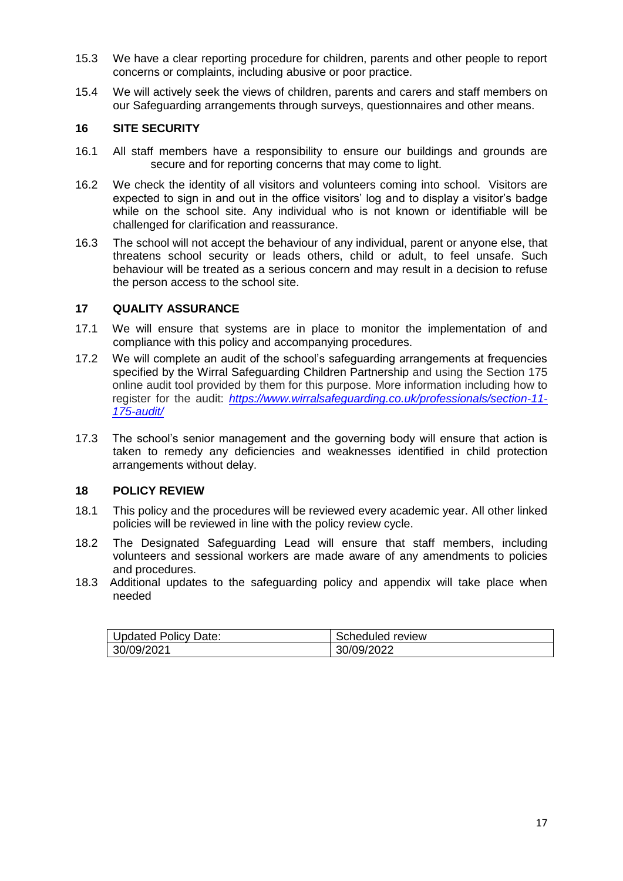15.3 We have a clear reporting procedure for children, parents and other people to report concerns or complaints, including abusive or poor practice.

15.4 We will actively seek the views of children, parents and carers and staff members on our Safeguarding arrangements through surveys, questionnaires and other means.

## 16 SITE SECURITY

16.1 All staff members have a responsibility to ensure our buildings and grounds are secure and for reporting concerns that may come to light.

16.2 We check the identity of all visitors and volunteers coming into school. Visitors are expected to sign in and out in the office visitors' log and to display a visitor's badge while on the school site. Any individual who is not known or identifiable will be challenged for clarification and reassurance.

16.3 The school will not accept the behaviour of any individual, parent or anyone else, that threatens school security or leads others, child or adult, to feel unsafe. Such behaviour will be treated as a serious concern and may result in a decision to refuse the person access to the school site.

## 17 QUALITY ASSURANCE

17.1 We will ensure that systems are in place to monitor the implementation of and compliance with this policy and accompanying procedures.

17.2 We will complete an audit of the school's safeguarding arrangements at frequencies specified by the Wirral Safeguarding Children Partnership and using the Section 175 online audit tool provided by them for this purpose. More information including how to register for the audit: *https://www.wirralsafeguarding.co.uk/professionals/section-11-175-audit/*

17.3 The school's senior management and the governing body will ensure that action is taken to remedy any deficiencies and weaknesses identified in child protection arrangements without delay.

## 18 POLICY REVIEW

18.1 This policy and the procedures will be reviewed every academic year. All other linked policies will be reviewed in line with the policy review cycle.

18.2 The Designated Safeguarding Lead will ensure that staff members, including volunteers and sessional workers are made aware of any amendments to policies and procedures.

18.3 Additional updates to the safeguarding policy and appendix will take place when needed

| Updated Policy Date: | Scheduled review |
|---|---|
| 30/09/2021 | 30/09/2022 |